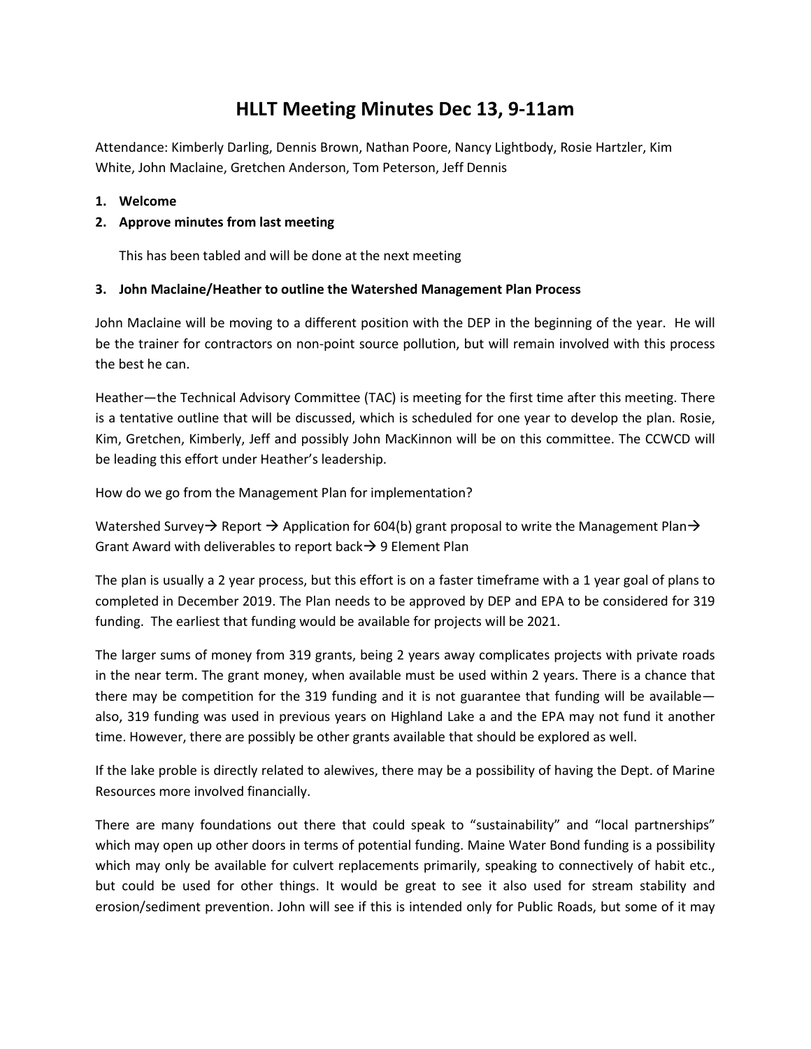# HLLT Meeting Minutes Dec 13, 9-11am

Attendance: Kimberly Darling, Dennis Brown, Nathan Poore, Nancy Lightbody, Rosie Hartzler, Kim White, John Maclaine, Gretchen Anderson, Tom Peterson, Jeff Dennis

1. **Welcome**
2. **Approve minutes from last meeting**

   This has been tabled and will be done at the next meeting

3. **John Maclaine/Heather to outline the Watershed Management Plan Process**

John Maclaine will be moving to a different position with the DEP in the beginning of the year. He will be the trainer for contractors on non-point source pollution, but will remain involved with this process the best he can.

Heather—the Technical Advisory Committee (TAC) is meeting for the first time after this meeting. There is a tentative outline that will be discussed, which is scheduled for one year to develop the plan. Rosie, Kim, Gretchen, Kimberly, Jeff and possibly John MacKinnon will be on this committee. The CCWCD will be leading this effort under Heather's leadership.

How do we go from the Management Plan for implementation?

Watershed Survey→ Report → Application for 604(b) grant proposal to write the Management Plan→ Grant Award with deliverables to report back→ 9 Element Plan

The plan is usually a 2 year process, but this effort is on a faster timeframe with a 1 year goal of plans to completed in December 2019. The Plan needs to be approved by DEP and EPA to be considered for 319 funding. The earliest that funding would be available for projects will be 2021.

The larger sums of money from 319 grants, being 2 years away complicates projects with private roads in the near term. The grant money, when available must be used within 2 years. There is a chance that there may be competition for the 319 funding and it is not guarantee that funding will be available—also, 319 funding was used in previous years on Highland Lake a and the EPA may not fund it another time. However, there are possibly be other grants available that should be explored as well.

If the lake proble is directly related to alewives, there may be a possibility of having the Dept. of Marine Resources more involved financially.

There are many foundations out there that could speak to "sustainability" and "local partnerships" which may open up other doors in terms of potential funding. Maine Water Bond funding is a possibility which may only be available for culvert replacements primarily, speaking to connectively of habit etc., but could be used for other things. It would be great to see it also used for stream stability and erosion/sediment prevention. John will see if this is intended only for Public Roads, but some of it may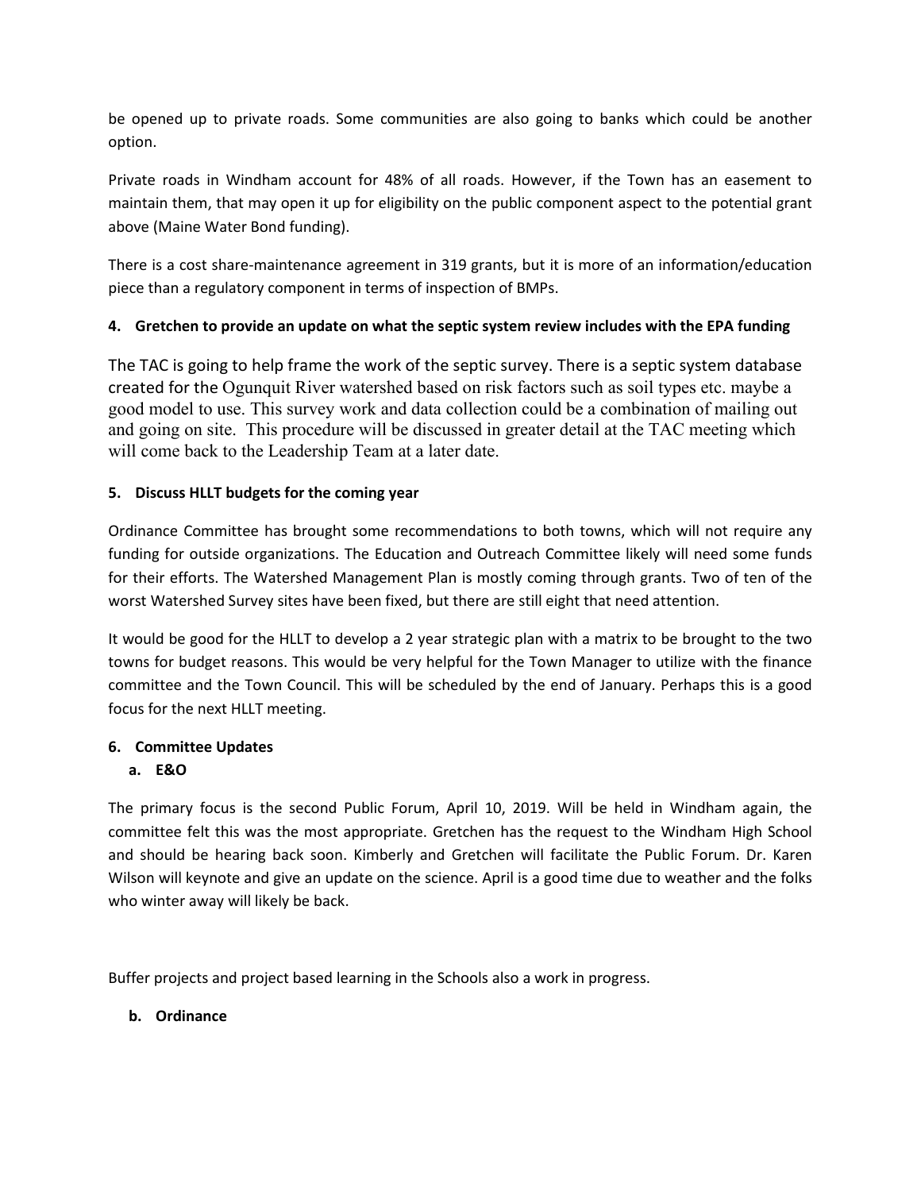be opened up to private roads. Some communities are also going to banks which could be another option.

Private roads in Windham account for 48% of all roads. However, if the Town has an easement to maintain them, that may open it up for eligibility on the public component aspect to the potential grant above (Maine Water Bond funding).

There is a cost share-maintenance agreement in 319 grants, but it is more of an information/education piece than a regulatory component in terms of inspection of BMPs.

**4. Gretchen to provide an update on what the septic system review includes with the EPA funding**

The TAC is going to help frame the work of the septic survey. There is a septic system database created for the Ogunquit River watershed based on risk factors such as soil types etc. maybe a good model to use. This survey work and data collection could be a combination of mailing out and going on site. This procedure will be discussed in greater detail at the TAC meeting which will come back to the Leadership Team at a later date.

**5. Discuss HLLT budgets for the coming year**

Ordinance Committee has brought some recommendations to both towns, which will not require any funding for outside organizations. The Education and Outreach Committee likely will need some funds for their efforts. The Watershed Management Plan is mostly coming through grants. Two of ten of the worst Watershed Survey sites have been fixed, but there are still eight that need attention.

It would be good for the HLLT to develop a 2 year strategic plan with a matrix to be brought to the two towns for budget reasons. This would be very helpful for the Town Manager to utilize with the finance committee and the Town Council. This will be scheduled by the end of January. Perhaps this is a good focus for the next HLLT meeting.

**6. Committee Updates**

**a. E&O**

The primary focus is the second Public Forum, April 10, 2019. Will be held in Windham again, the committee felt this was the most appropriate. Gretchen has the request to the Windham High School and should be hearing back soon. Kimberly and Gretchen will facilitate the Public Forum. Dr. Karen Wilson will keynote and give an update on the science. April is a good time due to weather and the folks who winter away will likely be back.

Buffer projects and project based learning in the Schools also a work in progress.

**b. Ordinance**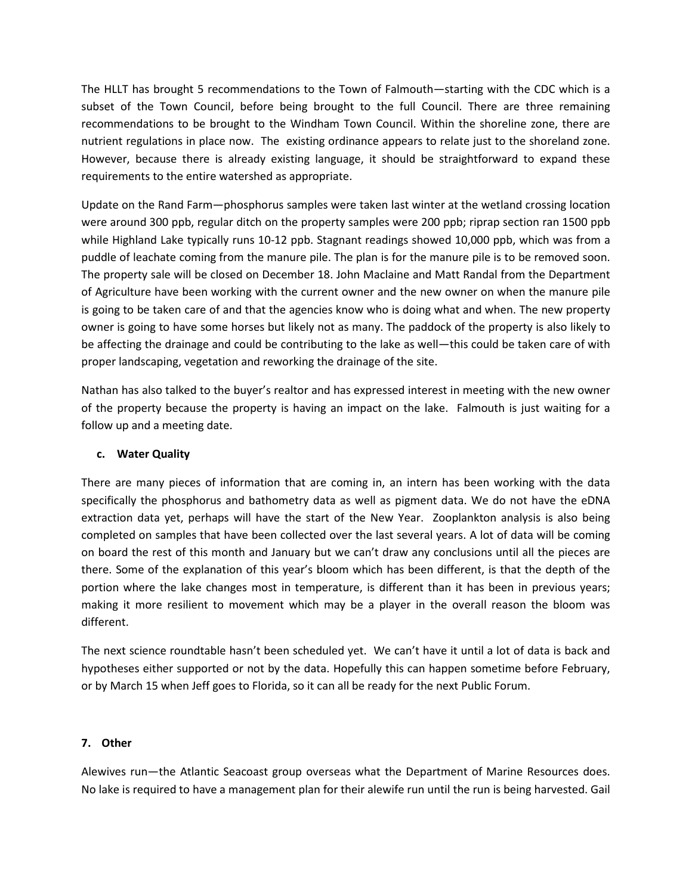The HLLT has brought 5 recommendations to the Town of Falmouth—starting with the CDC which is a subset of the Town Council, before being brought to the full Council. There are three remaining recommendations to be brought to the Windham Town Council. Within the shoreline zone, there are nutrient regulations in place now. The existing ordinance appears to relate just to the shoreland zone. However, because there is already existing language, it should be straightforward to expand these requirements to the entire watershed as appropriate.

Update on the Rand Farm—phosphorus samples were taken last winter at the wetland crossing location were around 300 ppb, regular ditch on the property samples were 200 ppb; riprap section ran 1500 ppb while Highland Lake typically runs 10-12 ppb. Stagnant readings showed 10,000 ppb, which was from a puddle of leachate coming from the manure pile. The plan is for the manure pile is to be removed soon. The property sale will be closed on December 18. John Maclaine and Matt Randal from the Department of Agriculture have been working with the current owner and the new owner on when the manure pile is going to be taken care of and that the agencies know who is doing what and when. The new property owner is going to have some horses but likely not as many. The paddock of the property is also likely to be affecting the drainage and could be contributing to the lake as well—this could be taken care of with proper landscaping, vegetation and reworking the drainage of the site.

Nathan has also talked to the buyer's realtor and has expressed interest in meeting with the new owner of the property because the property is having an impact on the lake. Falmouth is just waiting for a follow up and a meeting date.

**c. Water Quality**

There are many pieces of information that are coming in, an intern has been working with the data specifically the phosphorus and bathometry data as well as pigment data. We do not have the eDNA extraction data yet, perhaps will have the start of the New Year. Zooplankton analysis is also being completed on samples that have been collected over the last several years. A lot of data will be coming on board the rest of this month and January but we can't draw any conclusions until all the pieces are there. Some of the explanation of this year's bloom which has been different, is that the depth of the portion where the lake changes most in temperature, is different than it has been in previous years; making it more resilient to movement which may be a player in the overall reason the bloom was different.

The next science roundtable hasn't been scheduled yet. We can't have it until a lot of data is back and hypotheses either supported or not by the data. Hopefully this can happen sometime before February, or by March 15 when Jeff goes to Florida, so it can all be ready for the next Public Forum.

**7. Other**

Alewives run—the Atlantic Seacoast group overseas what the Department of Marine Resources does. No lake is required to have a management plan for their alewife run until the run is being harvested. Gail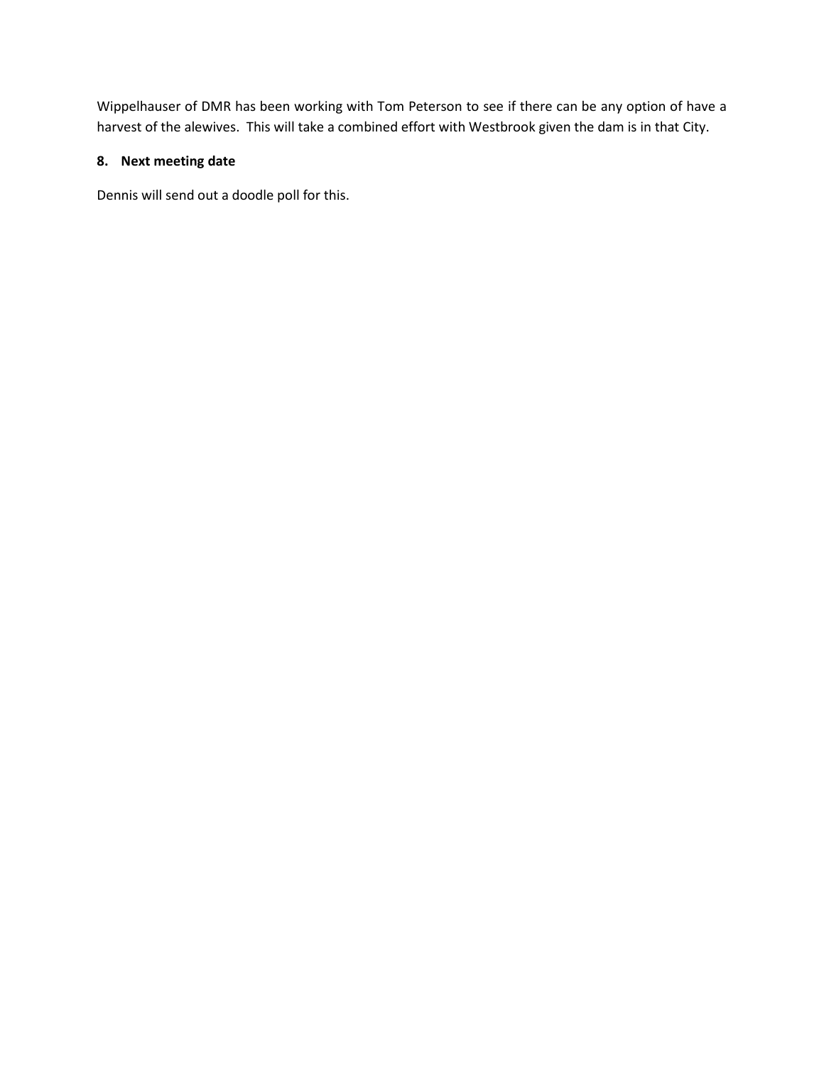Wippelhauser of DMR has been working with Tom Peterson to see if there can be any option of have a harvest of the alewives. This will take a combined effort with Westbrook given the dam is in that City.

**8. Next meeting date**

Dennis will send out a doodle poll for this.